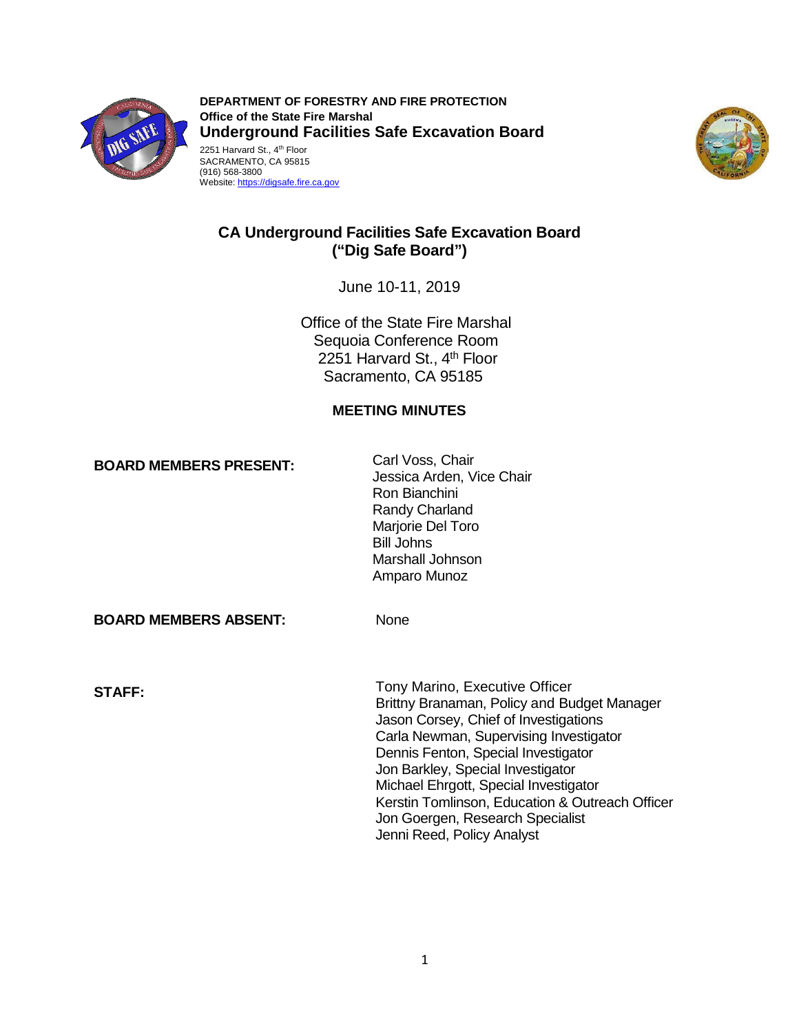**DEPARTMENT OF FORESTRY AND FIRE PROTECTION**
**Office of the State Fire Marshal**
**Underground Facilities Safe Excavation Board**
2251 Harvard St., 4th Floor
SACRAMENTO, CA 95815
(916) 568-3800
Website: https://digsafe.fire.ca.gov

# CA Underground Facilities Safe Excavation Board ("Dig Safe Board")

June 10-11, 2019

Office of the State Fire Marshal
Sequoia Conference Room
2251 Harvard St., 4th Floor
Sacramento, CA 95185

## MEETING MINUTES

**BOARD MEMBERS PRESENT:**

Carl Voss, Chair
Jessica Arden, Vice Chair
Ron Bianchini
Randy Charland
Marjorie Del Toro
Bill Johns
Marshall Johnson
Amparo Munoz

**BOARD MEMBERS ABSENT:** None

**STAFF:**

Tony Marino, Executive Officer
Brittny Branaman, Policy and Budget Manager
Jason Corsey, Chief of Investigations
Carla Newman, Supervising Investigator
Dennis Fenton, Special Investigator
Jon Barkley, Special Investigator
Michael Ehrgott, Special Investigator
Kerstin Tomlinson, Education & Outreach Officer
Jon Goergen, Research Specialist
Jenni Reed, Policy Analyst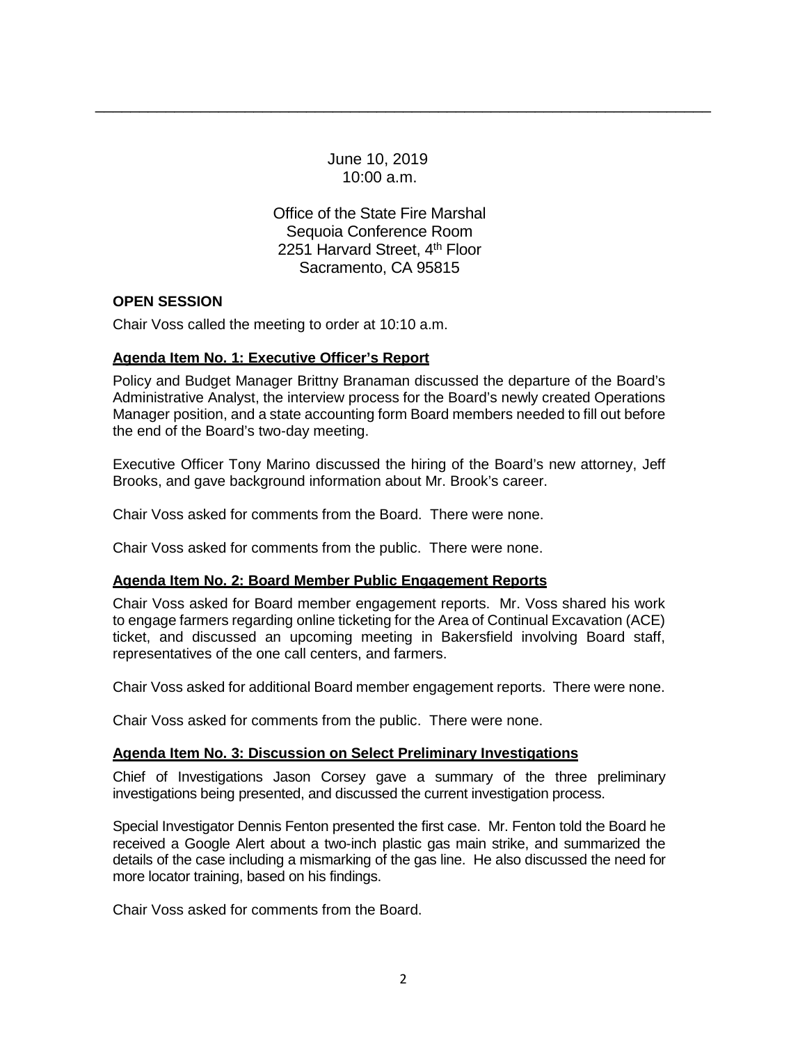June 10, 2019
10:00 a.m.

Office of the State Fire Marshal
Sequoia Conference Room
2251 Harvard Street, 4th Floor
Sacramento, CA 95815

**OPEN SESSION**

Chair Voss called the meeting to order at 10:10 a.m.

**Agenda Item No. 1: Executive Officer's Report**

Policy and Budget Manager Brittny Branaman discussed the departure of the Board's Administrative Analyst, the interview process for the Board's newly created Operations Manager position, and a state accounting form Board members needed to fill out before the end of the Board's two-day meeting.

Executive Officer Tony Marino discussed the hiring of the Board's new attorney, Jeff Brooks, and gave background information about Mr. Brook's career.

Chair Voss asked for comments from the Board. There were none.

Chair Voss asked for comments from the public. There were none.

**Agenda Item No. 2: Board Member Public Engagement Reports**

Chair Voss asked for Board member engagement reports. Mr. Voss shared his work to engage farmers regarding online ticketing for the Area of Continual Excavation (ACE) ticket, and discussed an upcoming meeting in Bakersfield involving Board staff, representatives of the one call centers, and farmers.

Chair Voss asked for additional Board member engagement reports. There were none.

Chair Voss asked for comments from the public. There were none.

**Agenda Item No. 3: Discussion on Select Preliminary Investigations**

Chief of Investigations Jason Corsey gave a summary of the three preliminary investigations being presented, and discussed the current investigation process.

Special Investigator Dennis Fenton presented the first case. Mr. Fenton told the Board he received a Google Alert about a two-inch plastic gas main strike, and summarized the details of the case including a mismarking of the gas line. He also discussed the need for more locator training, based on his findings.

Chair Voss asked for comments from the Board.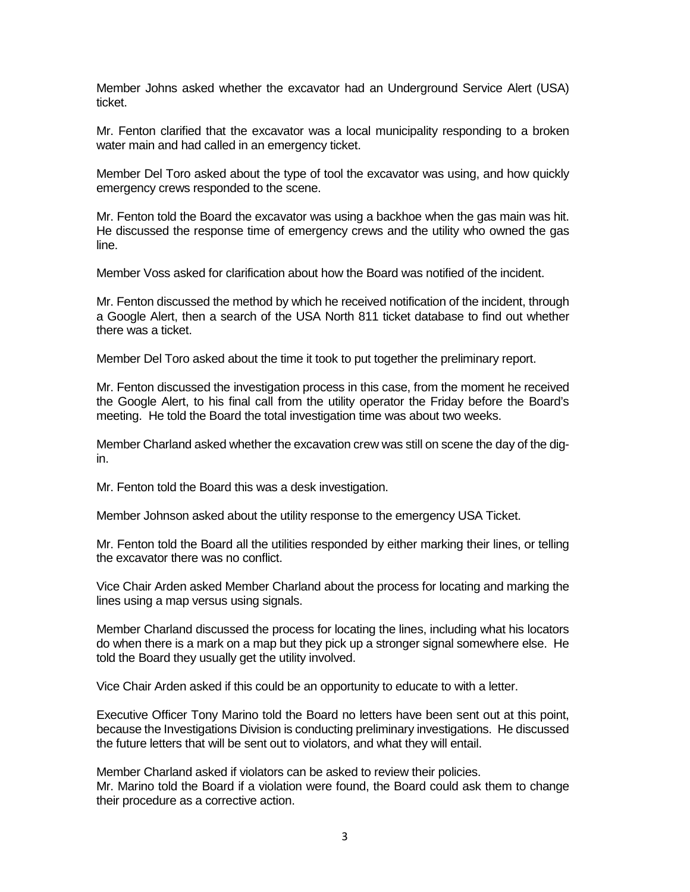Member Johns asked whether the excavator had an Underground Service Alert (USA) ticket.

Mr. Fenton clarified that the excavator was a local municipality responding to a broken water main and had called in an emergency ticket.

Member Del Toro asked about the type of tool the excavator was using, and how quickly emergency crews responded to the scene.

Mr. Fenton told the Board the excavator was using a backhoe when the gas main was hit. He discussed the response time of emergency crews and the utility who owned the gas line.

Member Voss asked for clarification about how the Board was notified of the incident.

Mr. Fenton discussed the method by which he received notification of the incident, through a Google Alert, then a search of the USA North 811 ticket database to find out whether there was a ticket.

Member Del Toro asked about the time it took to put together the preliminary report.

Mr. Fenton discussed the investigation process in this case, from the moment he received the Google Alert, to his final call from the utility operator the Friday before the Board's meeting. He told the Board the total investigation time was about two weeks.

Member Charland asked whether the excavation crew was still on scene the day of the dig-in.

Mr. Fenton told the Board this was a desk investigation.

Member Johnson asked about the utility response to the emergency USA Ticket.

Mr. Fenton told the Board all the utilities responded by either marking their lines, or telling the excavator there was no conflict.

Vice Chair Arden asked Member Charland about the process for locating and marking the lines using a map versus using signals.

Member Charland discussed the process for locating the lines, including what his locators do when there is a mark on a map but they pick up a stronger signal somewhere else. He told the Board they usually get the utility involved.

Vice Chair Arden asked if this could be an opportunity to educate to with a letter.

Executive Officer Tony Marino told the Board no letters have been sent out at this point, because the Investigations Division is conducting preliminary investigations. He discussed the future letters that will be sent out to violators, and what they will entail.

Member Charland asked if violators can be asked to review their policies.
Mr. Marino told the Board if a violation were found, the Board could ask them to change their procedure as a corrective action.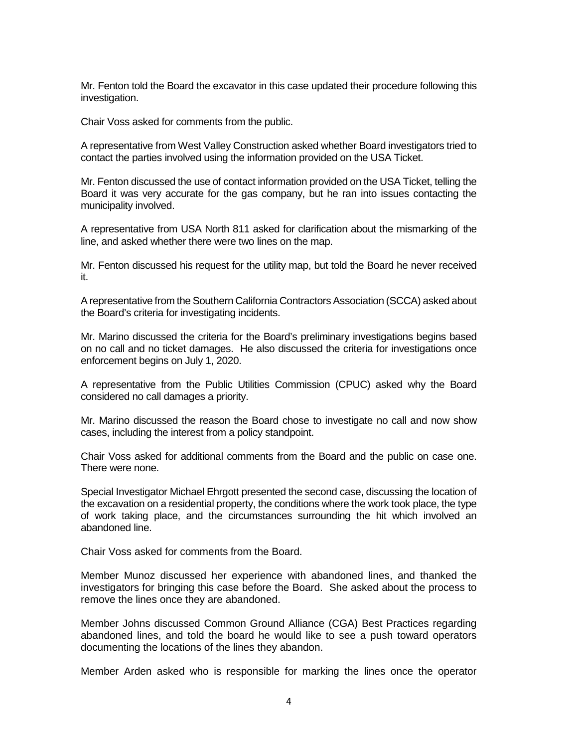Mr. Fenton told the Board the excavator in this case updated their procedure following this investigation.

Chair Voss asked for comments from the public.

A representative from West Valley Construction asked whether Board investigators tried to contact the parties involved using the information provided on the USA Ticket.

Mr. Fenton discussed the use of contact information provided on the USA Ticket, telling the Board it was very accurate for the gas company, but he ran into issues contacting the municipality involved.

A representative from USA North 811 asked for clarification about the mismarking of the line, and asked whether there were two lines on the map.

Mr. Fenton discussed his request for the utility map, but told the Board he never received it.

A representative from the Southern California Contractors Association (SCCA) asked about the Board's criteria for investigating incidents.

Mr. Marino discussed the criteria for the Board's preliminary investigations begins based on no call and no ticket damages. He also discussed the criteria for investigations once enforcement begins on July 1, 2020.

A representative from the Public Utilities Commission (CPUC) asked why the Board considered no call damages a priority.

Mr. Marino discussed the reason the Board chose to investigate no call and now show cases, including the interest from a policy standpoint.

Chair Voss asked for additional comments from the Board and the public on case one. There were none.

Special Investigator Michael Ehrgott presented the second case, discussing the location of the excavation on a residential property, the conditions where the work took place, the type of work taking place, and the circumstances surrounding the hit which involved an abandoned line.

Chair Voss asked for comments from the Board.

Member Munoz discussed her experience with abandoned lines, and thanked the investigators for bringing this case before the Board. She asked about the process to remove the lines once they are abandoned.

Member Johns discussed Common Ground Alliance (CGA) Best Practices regarding abandoned lines, and told the board he would like to see a push toward operators documenting the locations of the lines they abandon.

Member Arden asked who is responsible for marking the lines once the operator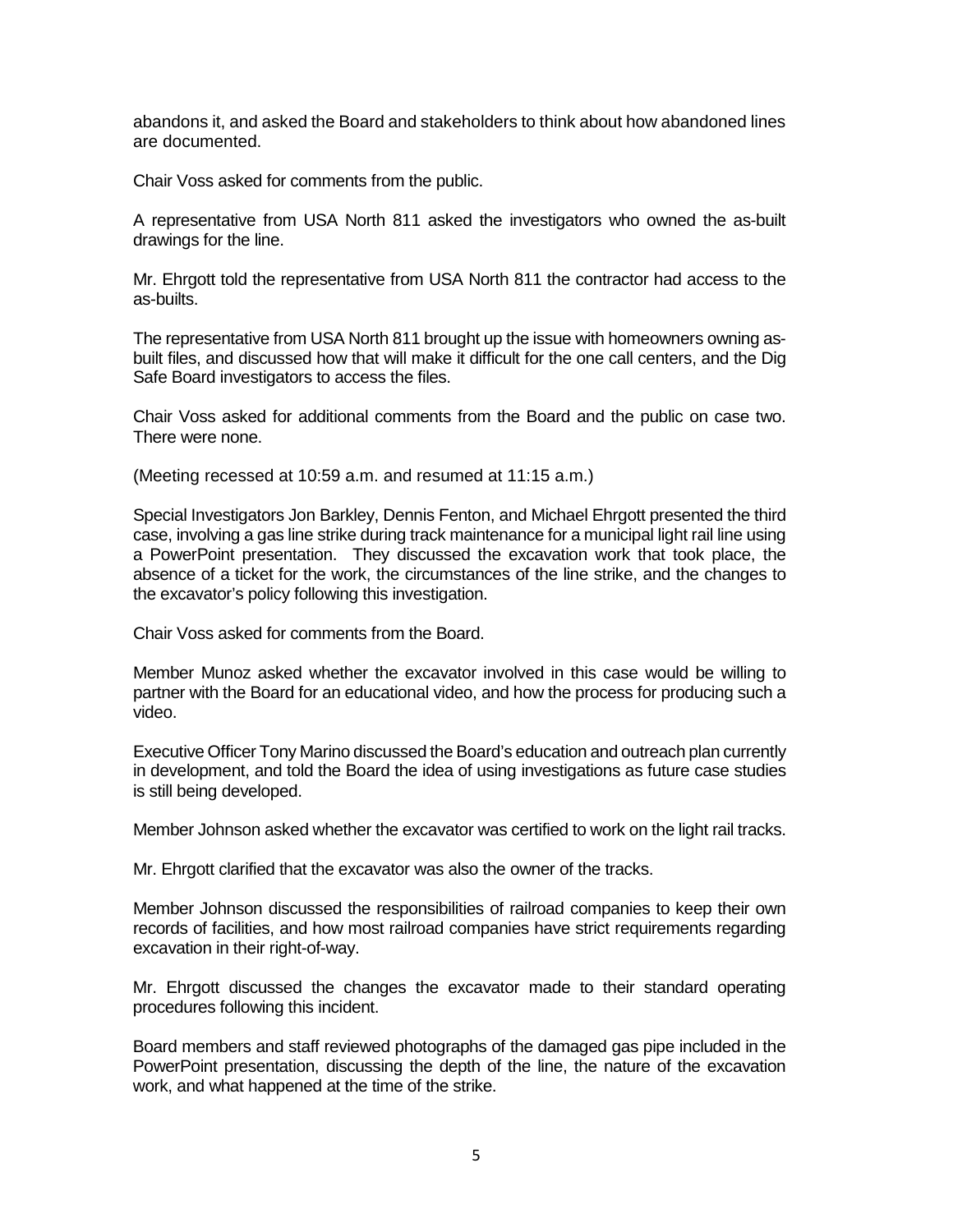abandons it, and asked the Board and stakeholders to think about how abandoned lines are documented.

Chair Voss asked for comments from the public.

A representative from USA North 811 asked the investigators who owned the as-built drawings for the line.

Mr. Ehrgott told the representative from USA North 811 the contractor had access to the as-builts.

The representative from USA North 811 brought up the issue with homeowners owning as-built files, and discussed how that will make it difficult for the one call centers, and the Dig Safe Board investigators to access the files.

Chair Voss asked for additional comments from the Board and the public on case two. There were none.

(Meeting recessed at 10:59 a.m. and resumed at 11:15 a.m.)

Special Investigators Jon Barkley, Dennis Fenton, and Michael Ehrgott presented the third case, involving a gas line strike during track maintenance for a municipal light rail line using a PowerPoint presentation. They discussed the excavation work that took place, the absence of a ticket for the work, the circumstances of the line strike, and the changes to the excavator's policy following this investigation.

Chair Voss asked for comments from the Board.

Member Munoz asked whether the excavator involved in this case would be willing to partner with the Board for an educational video, and how the process for producing such a video.

Executive Officer Tony Marino discussed the Board's education and outreach plan currently in development, and told the Board the idea of using investigations as future case studies is still being developed.

Member Johnson asked whether the excavator was certified to work on the light rail tracks.

Mr. Ehrgott clarified that the excavator was also the owner of the tracks.

Member Johnson discussed the responsibilities of railroad companies to keep their own records of facilities, and how most railroad companies have strict requirements regarding excavation in their right-of-way.

Mr. Ehrgott discussed the changes the excavator made to their standard operating procedures following this incident.

Board members and staff reviewed photographs of the damaged gas pipe included in the PowerPoint presentation, discussing the depth of the line, the nature of the excavation work, and what happened at the time of the strike.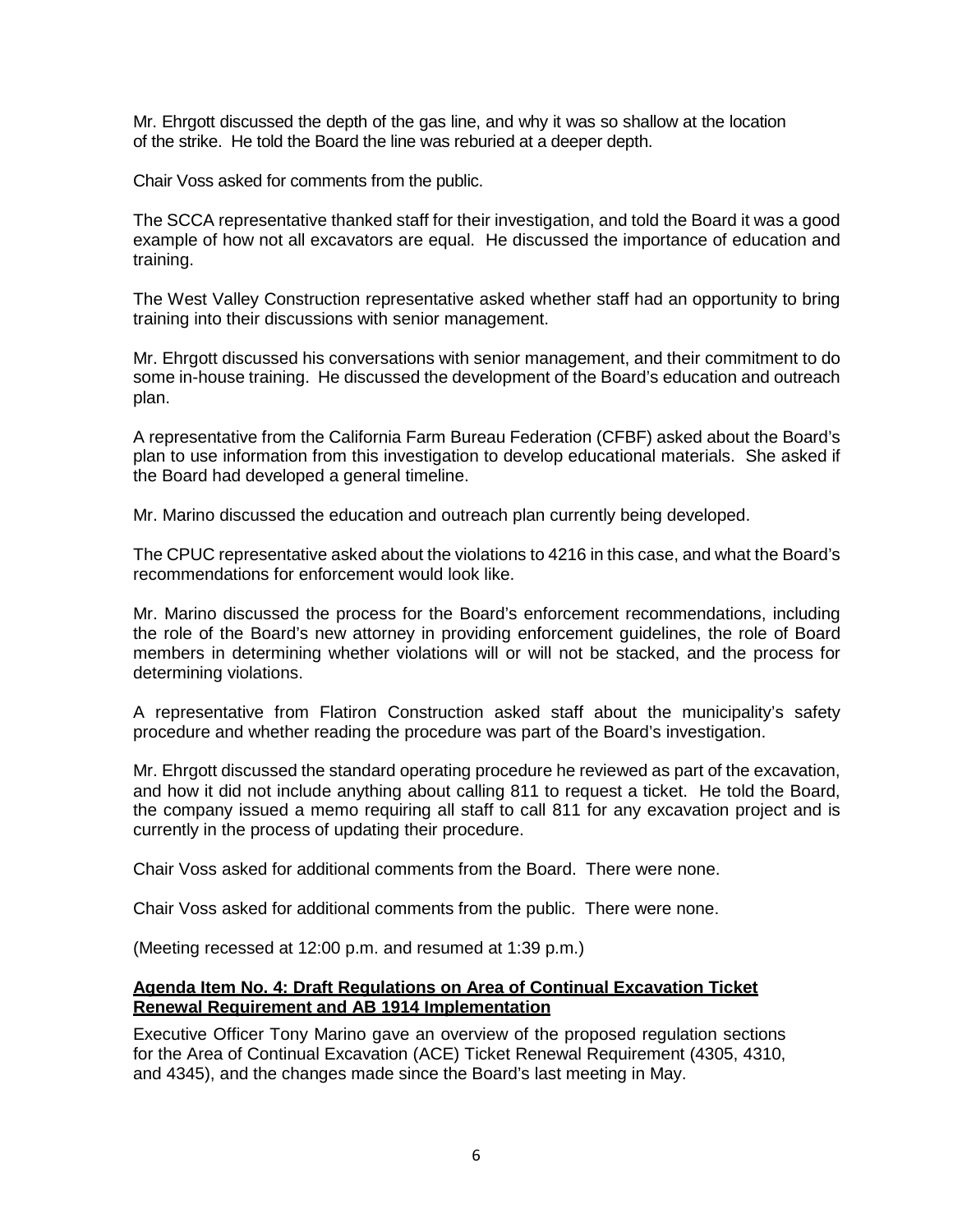Mr. Ehrgott discussed the depth of the gas line, and why it was so shallow at the location of the strike. He told the Board the line was reburied at a deeper depth.

Chair Voss asked for comments from the public.

The SCCA representative thanked staff for their investigation, and told the Board it was a good example of how not all excavators are equal. He discussed the importance of education and training.

The West Valley Construction representative asked whether staff had an opportunity to bring training into their discussions with senior management.

Mr. Ehrgott discussed his conversations with senior management, and their commitment to do some in-house training. He discussed the development of the Board's education and outreach plan.

A representative from the California Farm Bureau Federation (CFBF) asked about the Board's plan to use information from this investigation to develop educational materials. She asked if the Board had developed a general timeline.

Mr. Marino discussed the education and outreach plan currently being developed.

The CPUC representative asked about the violations to 4216 in this case, and what the Board's recommendations for enforcement would look like.

Mr. Marino discussed the process for the Board's enforcement recommendations, including the role of the Board's new attorney in providing enforcement guidelines, the role of Board members in determining whether violations will or will not be stacked, and the process for determining violations.

A representative from Flatiron Construction asked staff about the municipality's safety procedure and whether reading the procedure was part of the Board's investigation.

Mr. Ehrgott discussed the standard operating procedure he reviewed as part of the excavation, and how it did not include anything about calling 811 to request a ticket. He told the Board, the company issued a memo requiring all staff to call 811 for any excavation project and is currently in the process of updating their procedure.

Chair Voss asked for additional comments from the Board. There were none.

Chair Voss asked for additional comments from the public. There were none.

(Meeting recessed at 12:00 p.m. and resumed at 1:39 p.m.)

**Agenda Item No. 4: Draft Regulations on Area of Continual Excavation Ticket Renewal Requirement and AB 1914 Implementation**

Executive Officer Tony Marino gave an overview of the proposed regulation sections for the Area of Continual Excavation (ACE) Ticket Renewal Requirement (4305, 4310, and 4345), and the changes made since the Board's last meeting in May.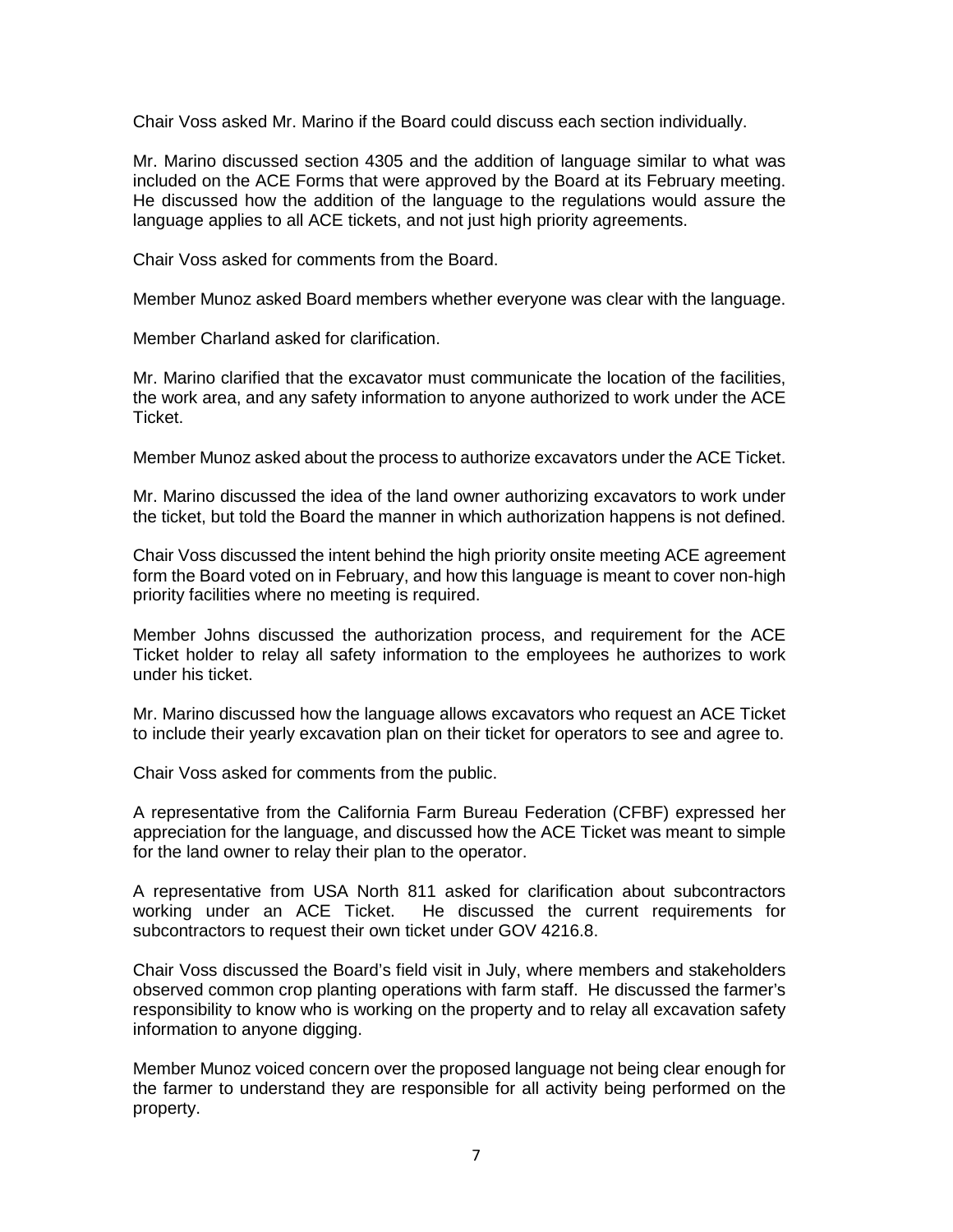Chair Voss asked Mr. Marino if the Board could discuss each section individually.

Mr. Marino discussed section 4305 and the addition of language similar to what was included on the ACE Forms that were approved by the Board at its February meeting. He discussed how the addition of the language to the regulations would assure the language applies to all ACE tickets, and not just high priority agreements.

Chair Voss asked for comments from the Board.

Member Munoz asked Board members whether everyone was clear with the language.

Member Charland asked for clarification.

Mr. Marino clarified that the excavator must communicate the location of the facilities, the work area, and any safety information to anyone authorized to work under the ACE Ticket.

Member Munoz asked about the process to authorize excavators under the ACE Ticket.

Mr. Marino discussed the idea of the land owner authorizing excavators to work under the ticket, but told the Board the manner in which authorization happens is not defined.

Chair Voss discussed the intent behind the high priority onsite meeting ACE agreement form the Board voted on in February, and how this language is meant to cover non-high priority facilities where no meeting is required.

Member Johns discussed the authorization process, and requirement for the ACE Ticket holder to relay all safety information to the employees he authorizes to work under his ticket.

Mr. Marino discussed how the language allows excavators who request an ACE Ticket to include their yearly excavation plan on their ticket for operators to see and agree to.

Chair Voss asked for comments from the public.

A representative from the California Farm Bureau Federation (CFBF) expressed her appreciation for the language, and discussed how the ACE Ticket was meant to simple for the land owner to relay their plan to the operator.

A representative from USA North 811 asked for clarification about subcontractors working under an ACE Ticket. He discussed the current requirements for subcontractors to request their own ticket under GOV 4216.8.

Chair Voss discussed the Board's field visit in July, where members and stakeholders observed common crop planting operations with farm staff. He discussed the farmer's responsibility to know who is working on the property and to relay all excavation safety information to anyone digging.

Member Munoz voiced concern over the proposed language not being clear enough for the farmer to understand they are responsible for all activity being performed on the property.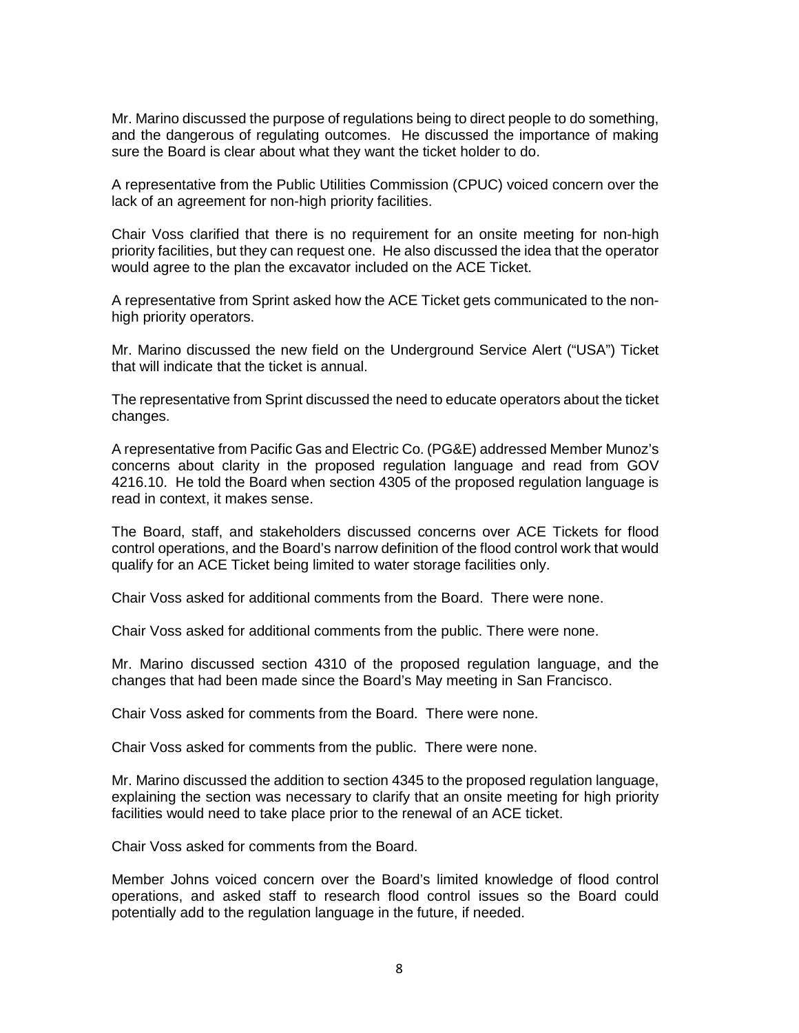Mr. Marino discussed the purpose of regulations being to direct people to do something, and the dangerous of regulating outcomes. He discussed the importance of making sure the Board is clear about what they want the ticket holder to do.

A representative from the Public Utilities Commission (CPUC) voiced concern over the lack of an agreement for non-high priority facilities.

Chair Voss clarified that there is no requirement for an onsite meeting for non-high priority facilities, but they can request one. He also discussed the idea that the operator would agree to the plan the excavator included on the ACE Ticket.

A representative from Sprint asked how the ACE Ticket gets communicated to the non-high priority operators.

Mr. Marino discussed the new field on the Underground Service Alert ("USA") Ticket that will indicate that the ticket is annual.

The representative from Sprint discussed the need to educate operators about the ticket changes.

A representative from Pacific Gas and Electric Co. (PG&E) addressed Member Munoz's concerns about clarity in the proposed regulation language and read from GOV 4216.10. He told the Board when section 4305 of the proposed regulation language is read in context, it makes sense.

The Board, staff, and stakeholders discussed concerns over ACE Tickets for flood control operations, and the Board's narrow definition of the flood control work that would qualify for an ACE Ticket being limited to water storage facilities only.

Chair Voss asked for additional comments from the Board. There were none.

Chair Voss asked for additional comments from the public. There were none.

Mr. Marino discussed section 4310 of the proposed regulation language, and the changes that had been made since the Board's May meeting in San Francisco.

Chair Voss asked for comments from the Board. There were none.

Chair Voss asked for comments from the public. There were none.

Mr. Marino discussed the addition to section 4345 to the proposed regulation language, explaining the section was necessary to clarify that an onsite meeting for high priority facilities would need to take place prior to the renewal of an ACE ticket.

Chair Voss asked for comments from the Board.

Member Johns voiced concern over the Board's limited knowledge of flood control operations, and asked staff to research flood control issues so the Board could potentially add to the regulation language in the future, if needed.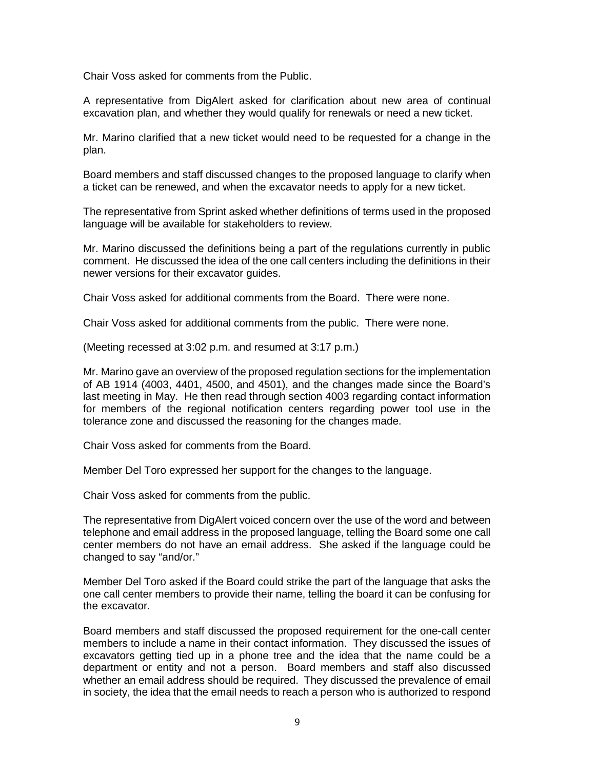Chair Voss asked for comments from the Public.

A representative from DigAlert asked for clarification about new area of continual excavation plan, and whether they would qualify for renewals or need a new ticket.

Mr. Marino clarified that a new ticket would need to be requested for a change in the plan.

Board members and staff discussed changes to the proposed language to clarify when a ticket can be renewed, and when the excavator needs to apply for a new ticket.

The representative from Sprint asked whether definitions of terms used in the proposed language will be available for stakeholders to review.

Mr. Marino discussed the definitions being a part of the regulations currently in public comment. He discussed the idea of the one call centers including the definitions in their newer versions for their excavator guides.

Chair Voss asked for additional comments from the Board. There were none.

Chair Voss asked for additional comments from the public. There were none.

(Meeting recessed at 3:02 p.m. and resumed at 3:17 p.m.)

Mr. Marino gave an overview of the proposed regulation sections for the implementation of AB 1914 (4003, 4401, 4500, and 4501), and the changes made since the Board's last meeting in May. He then read through section 4003 regarding contact information for members of the regional notification centers regarding power tool use in the tolerance zone and discussed the reasoning for the changes made.

Chair Voss asked for comments from the Board.

Member Del Toro expressed her support for the changes to the language.

Chair Voss asked for comments from the public.

The representative from DigAlert voiced concern over the use of the word and between telephone and email address in the proposed language, telling the Board some one call center members do not have an email address. She asked if the language could be changed to say "and/or."

Member Del Toro asked if the Board could strike the part of the language that asks the one call center members to provide their name, telling the board it can be confusing for the excavator.

Board members and staff discussed the proposed requirement for the one-call center members to include a name in their contact information. They discussed the issues of excavators getting tied up in a phone tree and the idea that the name could be a department or entity and not a person. Board members and staff also discussed whether an email address should be required. They discussed the prevalence of email in society, the idea that the email needs to reach a person who is authorized to respond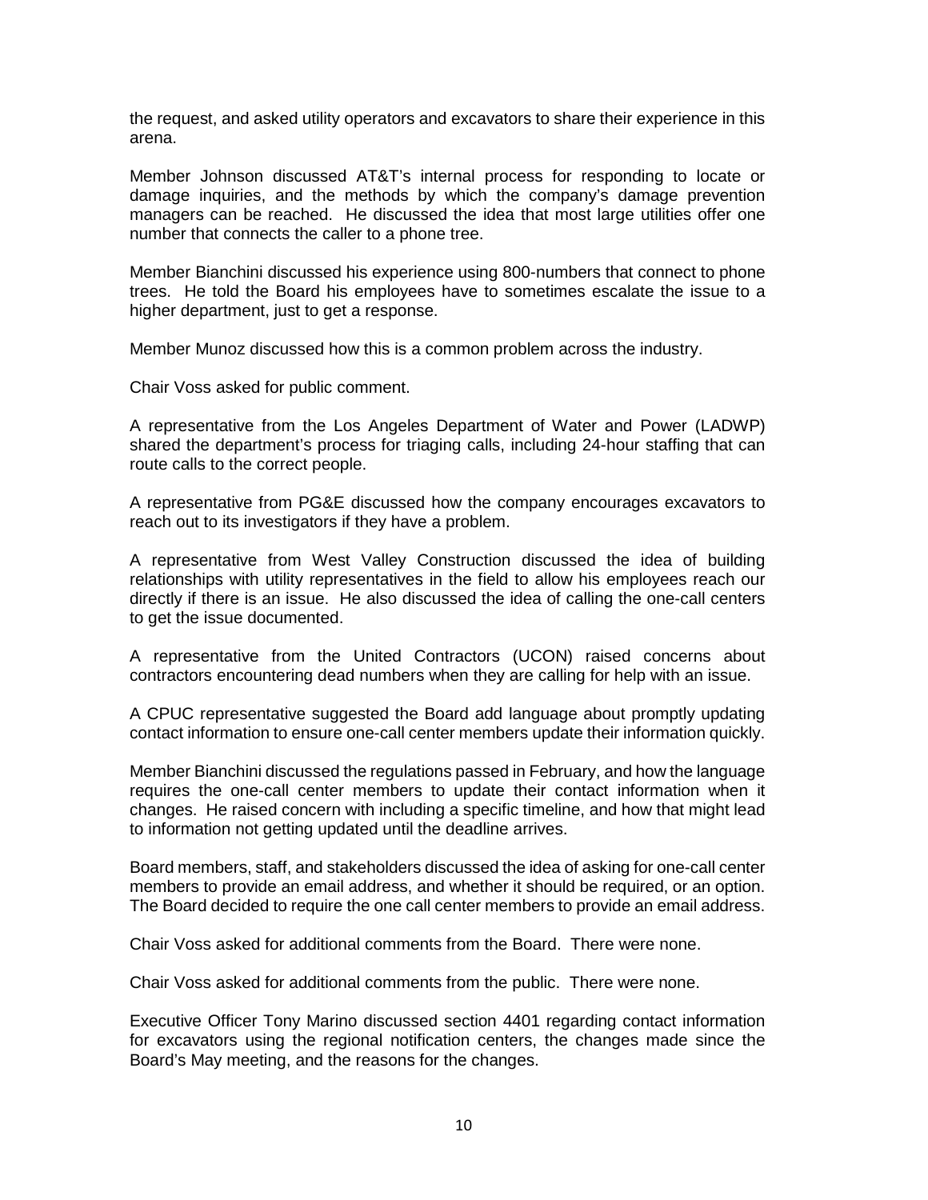the request, and asked utility operators and excavators to share their experience in this arena.

Member Johnson discussed AT&T's internal process for responding to locate or damage inquiries, and the methods by which the company's damage prevention managers can be reached. He discussed the idea that most large utilities offer one number that connects the caller to a phone tree.

Member Bianchini discussed his experience using 800-numbers that connect to phone trees. He told the Board his employees have to sometimes escalate the issue to a higher department, just to get a response.

Member Munoz discussed how this is a common problem across the industry.

Chair Voss asked for public comment.

A representative from the Los Angeles Department of Water and Power (LADWP) shared the department's process for triaging calls, including 24-hour staffing that can route calls to the correct people.

A representative from PG&E discussed how the company encourages excavators to reach out to its investigators if they have a problem.

A representative from West Valley Construction discussed the idea of building relationships with utility representatives in the field to allow his employees reach our directly if there is an issue. He also discussed the idea of calling the one-call centers to get the issue documented.

A representative from the United Contractors (UCON) raised concerns about contractors encountering dead numbers when they are calling for help with an issue.

A CPUC representative suggested the Board add language about promptly updating contact information to ensure one-call center members update their information quickly.

Member Bianchini discussed the regulations passed in February, and how the language requires the one-call center members to update their contact information when it changes. He raised concern with including a specific timeline, and how that might lead to information not getting updated until the deadline arrives.

Board members, staff, and stakeholders discussed the idea of asking for one-call center members to provide an email address, and whether it should be required, or an option. The Board decided to require the one call center members to provide an email address.

Chair Voss asked for additional comments from the Board. There were none.

Chair Voss asked for additional comments from the public. There were none.

Executive Officer Tony Marino discussed section 4401 regarding contact information for excavators using the regional notification centers, the changes made since the Board's May meeting, and the reasons for the changes.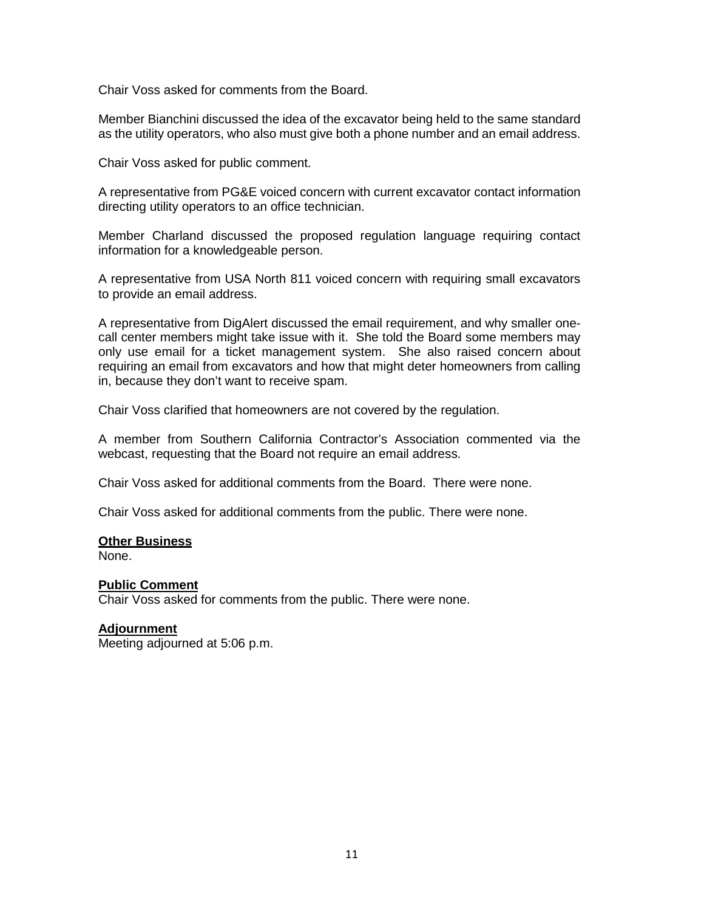Chair Voss asked for comments from the Board.

Member Bianchini discussed the idea of the excavator being held to the same standard as the utility operators, who also must give both a phone number and an email address.

Chair Voss asked for public comment.

A representative from PG&E voiced concern with current excavator contact information directing utility operators to an office technician.

Member Charland discussed the proposed regulation language requiring contact information for a knowledgeable person.

A representative from USA North 811 voiced concern with requiring small excavators to provide an email address.

A representative from DigAlert discussed the email requirement, and why smaller one-call center members might take issue with it. She told the Board some members may only use email for a ticket management system. She also raised concern about requiring an email from excavators and how that might deter homeowners from calling in, because they don't want to receive spam.

Chair Voss clarified that homeowners are not covered by the regulation.

A member from Southern California Contractor's Association commented via the webcast, requesting that the Board not require an email address.

Chair Voss asked for additional comments from the Board. There were none.

Chair Voss asked for additional comments from the public. There were none.

**Other Business**
None.

**Public Comment**
Chair Voss asked for comments from the public. There were none.

**Adjournment**
Meeting adjourned at 5:06 p.m.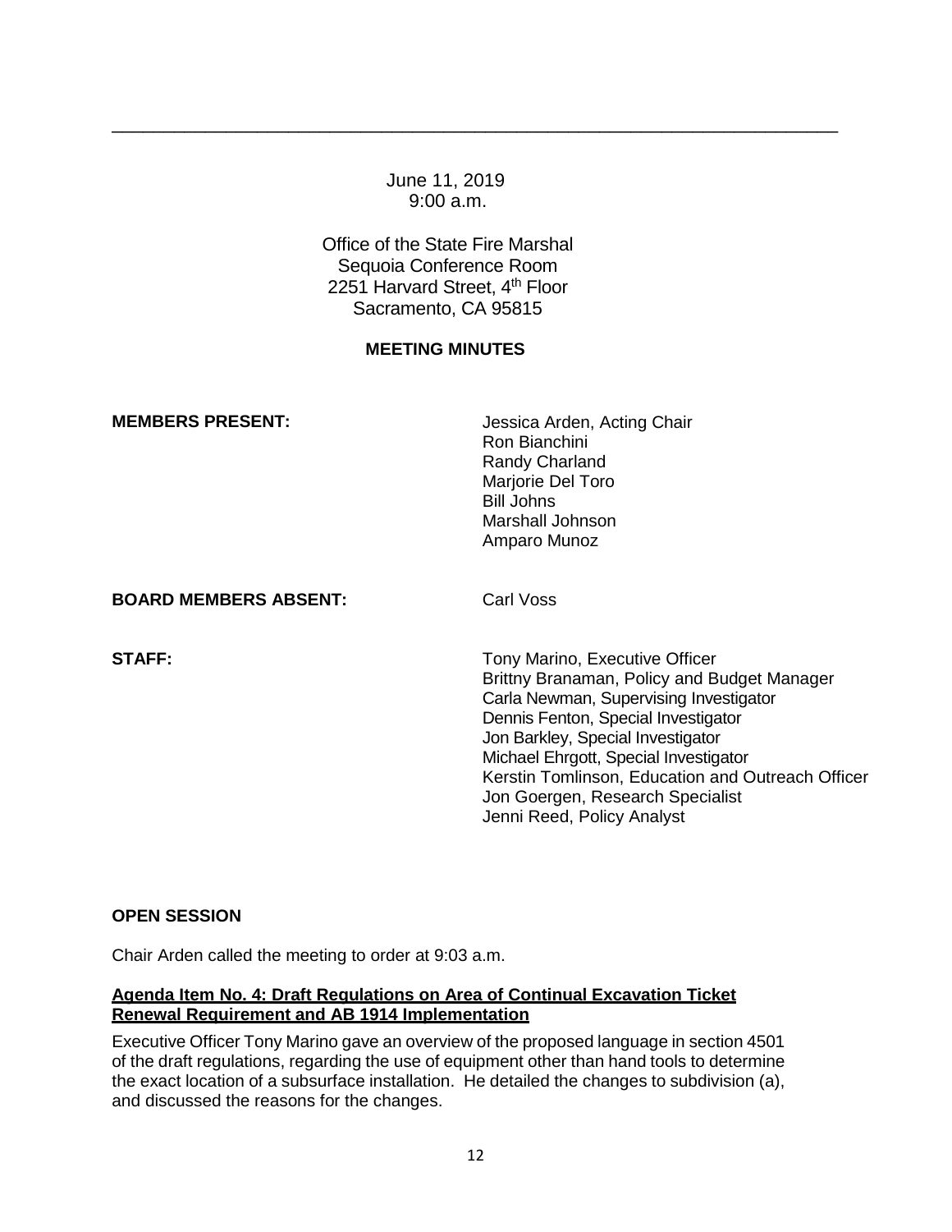June 11, 2019
9:00 a.m.

Office of the State Fire Marshal
Sequoia Conference Room
2251 Harvard Street, 4th Floor
Sacramento, CA 95815

**MEETING MINUTES**

**MEMBERS PRESENT:**

Jessica Arden, Acting Chair
Ron Bianchini
Randy Charland
Marjorie Del Toro
Bill Johns
Marshall Johnson
Amparo Munoz

**BOARD MEMBERS ABSENT:**

Carl Voss

**STAFF:**

Tony Marino, Executive Officer
Brittny Branaman, Policy and Budget Manager
Carla Newman, Supervising Investigator
Dennis Fenton, Special Investigator
Jon Barkley, Special Investigator
Michael Ehrgott, Special Investigator
Kerstin Tomlinson, Education and Outreach Officer
Jon Goergen, Research Specialist
Jenni Reed, Policy Analyst

**OPEN SESSION**

Chair Arden called the meeting to order at 9:03 a.m.

**Agenda Item No. 4: Draft Regulations on Area of Continual Excavation Ticket Renewal Requirement and AB 1914 Implementation**

Executive Officer Tony Marino gave an overview of the proposed language in section 4501 of the draft regulations, regarding the use of equipment other than hand tools to determine the exact location of a subsurface installation. He detailed the changes to subdivision (a), and discussed the reasons for the changes.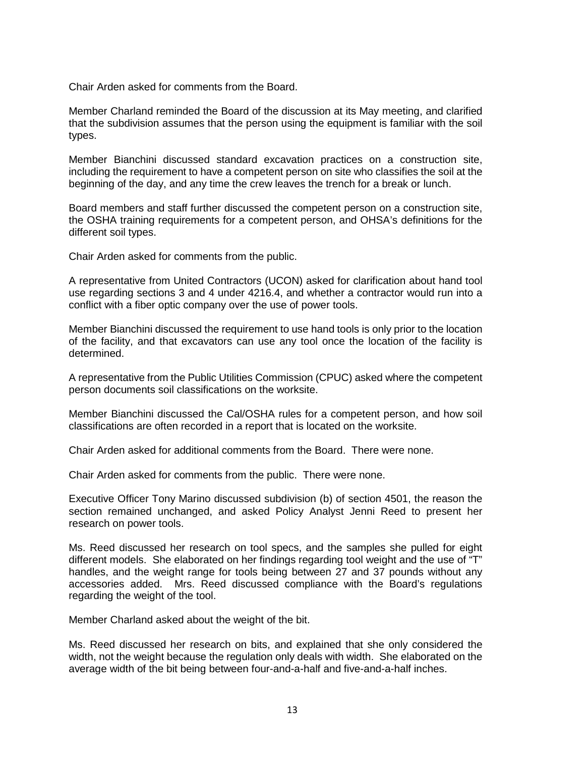Chair Arden asked for comments from the Board.

Member Charland reminded the Board of the discussion at its May meeting, and clarified that the subdivision assumes that the person using the equipment is familiar with the soil types.

Member Bianchini discussed standard excavation practices on a construction site, including the requirement to have a competent person on site who classifies the soil at the beginning of the day, and any time the crew leaves the trench for a break or lunch.

Board members and staff further discussed the competent person on a construction site, the OSHA training requirements for a competent person, and OHSA's definitions for the different soil types.

Chair Arden asked for comments from the public.

A representative from United Contractors (UCON) asked for clarification about hand tool use regarding sections 3 and 4 under 4216.4, and whether a contractor would run into a conflict with a fiber optic company over the use of power tools.

Member Bianchini discussed the requirement to use hand tools is only prior to the location of the facility, and that excavators can use any tool once the location of the facility is determined.

A representative from the Public Utilities Commission (CPUC) asked where the competent person documents soil classifications on the worksite.

Member Bianchini discussed the Cal/OSHA rules for a competent person, and how soil classifications are often recorded in a report that is located on the worksite.

Chair Arden asked for additional comments from the Board. There were none.

Chair Arden asked for comments from the public. There were none.

Executive Officer Tony Marino discussed subdivision (b) of section 4501, the reason the section remained unchanged, and asked Policy Analyst Jenni Reed to present her research on power tools.

Ms. Reed discussed her research on tool specs, and the samples she pulled for eight different models. She elaborated on her findings regarding tool weight and the use of "T" handles, and the weight range for tools being between 27 and 37 pounds without any accessories added. Mrs. Reed discussed compliance with the Board's regulations regarding the weight of the tool.

Member Charland asked about the weight of the bit.

Ms. Reed discussed her research on bits, and explained that she only considered the width, not the weight because the regulation only deals with width. She elaborated on the average width of the bit being between four-and-a-half and five-and-a-half inches.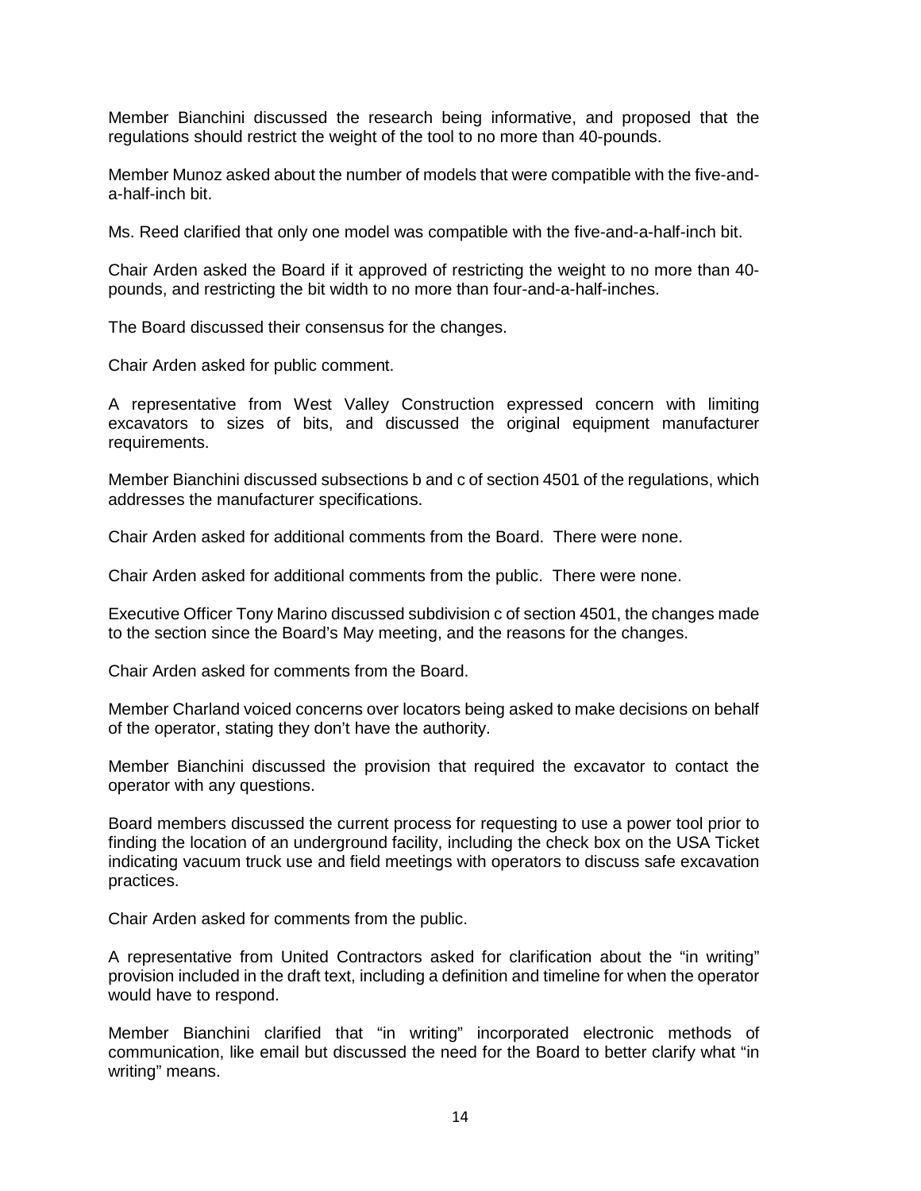Member Bianchini discussed the research being informative, and proposed that the regulations should restrict the weight of the tool to no more than 40-pounds.

Member Munoz asked about the number of models that were compatible with the five-and-a-half-inch bit.

Ms. Reed clarified that only one model was compatible with the five-and-a-half-inch bit.

Chair Arden asked the Board if it approved of restricting the weight to no more than 40-pounds, and restricting the bit width to no more than four-and-a-half-inches.

The Board discussed their consensus for the changes.

Chair Arden asked for public comment.

A representative from West Valley Construction expressed concern with limiting excavators to sizes of bits, and discussed the original equipment manufacturer requirements.

Member Bianchini discussed subsections b and c of section 4501 of the regulations, which addresses the manufacturer specifications.

Chair Arden asked for additional comments from the Board. There were none.

Chair Arden asked for additional comments from the public. There were none.

Executive Officer Tony Marino discussed subdivision c of section 4501, the changes made to the section since the Board's May meeting, and the reasons for the changes.

Chair Arden asked for comments from the Board.

Member Charland voiced concerns over locators being asked to make decisions on behalf of the operator, stating they don't have the authority.

Member Bianchini discussed the provision that required the excavator to contact the operator with any questions.

Board members discussed the current process for requesting to use a power tool prior to finding the location of an underground facility, including the check box on the USA Ticket indicating vacuum truck use and field meetings with operators to discuss safe excavation practices.

Chair Arden asked for comments from the public.

A representative from United Contractors asked for clarification about the "in writing" provision included in the draft text, including a definition and timeline for when the operator would have to respond.

Member Bianchini clarified that "in writing" incorporated electronic methods of communication, like email but discussed the need for the Board to better clarify what "in writing" means.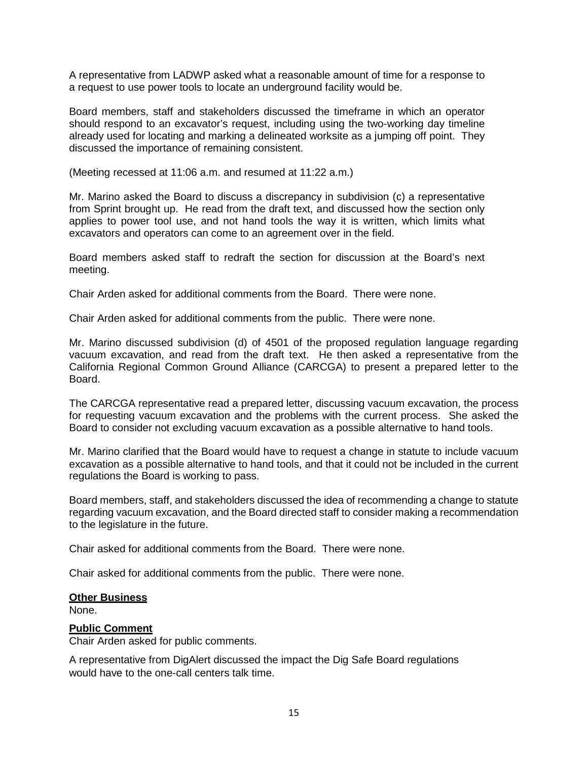A representative from LADWP asked what a reasonable amount of time for a response to a request to use power tools to locate an underground facility would be.

Board members, staff and stakeholders discussed the timeframe in which an operator should respond to an excavator's request, including using the two-working day timeline already used for locating and marking a delineated worksite as a jumping off point. They discussed the importance of remaining consistent.

(Meeting recessed at 11:06 a.m. and resumed at 11:22 a.m.)

Mr. Marino asked the Board to discuss a discrepancy in subdivision (c) a representative from Sprint brought up. He read from the draft text, and discussed how the section only applies to power tool use, and not hand tools the way it is written, which limits what excavators and operators can come to an agreement over in the field.

Board members asked staff to redraft the section for discussion at the Board's next meeting.

Chair Arden asked for additional comments from the Board. There were none.

Chair Arden asked for additional comments from the public. There were none.

Mr. Marino discussed subdivision (d) of 4501 of the proposed regulation language regarding vacuum excavation, and read from the draft text. He then asked a representative from the California Regional Common Ground Alliance (CARCGA) to present a prepared letter to the Board.

The CARCGA representative read a prepared letter, discussing vacuum excavation, the process for requesting vacuum excavation and the problems with the current process. She asked the Board to consider not excluding vacuum excavation as a possible alternative to hand tools.

Mr. Marino clarified that the Board would have to request a change in statute to include vacuum excavation as a possible alternative to hand tools, and that it could not be included in the current regulations the Board is working to pass.

Board members, staff, and stakeholders discussed the idea of recommending a change to statute regarding vacuum excavation, and the Board directed staff to consider making a recommendation to the legislature in the future.

Chair asked for additional comments from the Board. There were none.

Chair asked for additional comments from the public. There were none.

**Other Business**

None.

**Public Comment**

Chair Arden asked for public comments.

A representative from DigAlert discussed the impact the Dig Safe Board regulations would have to the one-call centers talk time.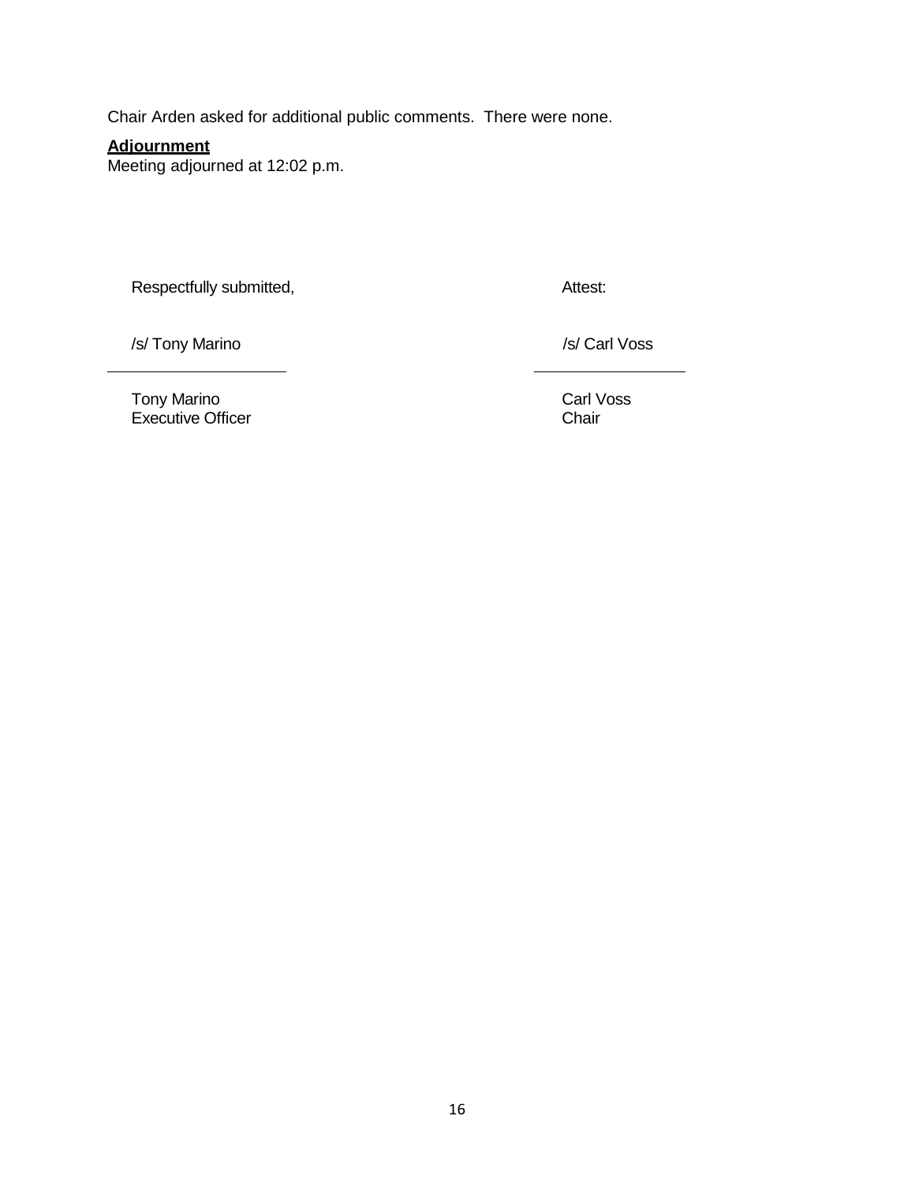Chair Arden asked for additional public comments. There were none.

**Adjournment**

Meeting adjourned at 12:02 p.m.

| | |
|---|---|
| Respectfully submitted, | Attest: |
| /s/ Tony Marino | /s/ Carl Voss |
| Tony Marino<br>Executive Officer | Carl Voss<br>Chair |